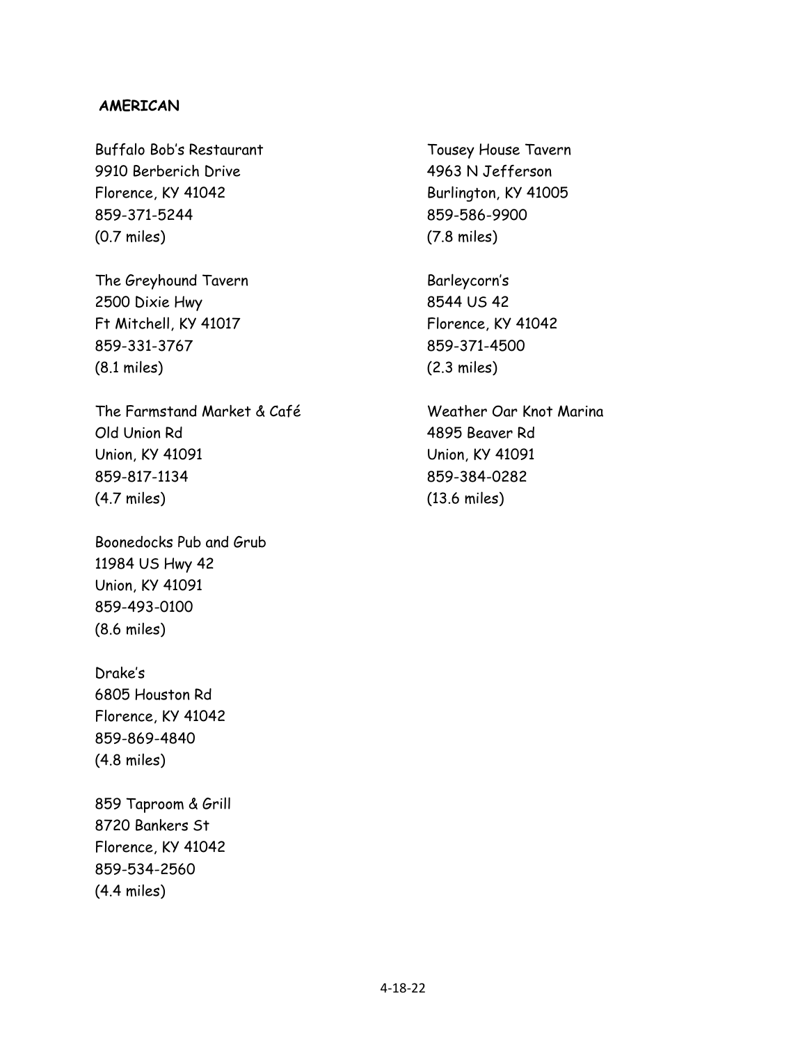**AMERICAN**

Buffalo Bob's Restaurant
9910 Berberich Drive
Florence, KY 41042
859-371-5244
(0.7 miles)

The Greyhound Tavern
2500 Dixie Hwy
Ft Mitchell, KY 41017
859-331-3767
(8.1 miles)

The Farmstand Market & Café
Old Union Rd
Union, KY 41091
859-817-1134
(4.7 miles)

Boonedocks Pub and Grub
11984 US Hwy 42
Union, KY 41091
859-493-0100
(8.6 miles)

Drake's
6805 Houston Rd
Florence, KY 41042
859-869-4840
(4.8 miles)

859 Taproom & Grill
8720 Bankers St
Florence, KY 41042
859-534-2560
(4.4 miles)

Tousey House Tavern
4963 N Jefferson
Burlington, KY 41005
859-586-9900
(7.8 miles)

Barleycorn's
8544 US 42
Florence, KY 41042
859-371-4500
(2.3 miles)

Weather Oar Knot Marina
4895 Beaver Rd
Union, KY 41091
859-384-0282
(13.6 miles)

4-18-22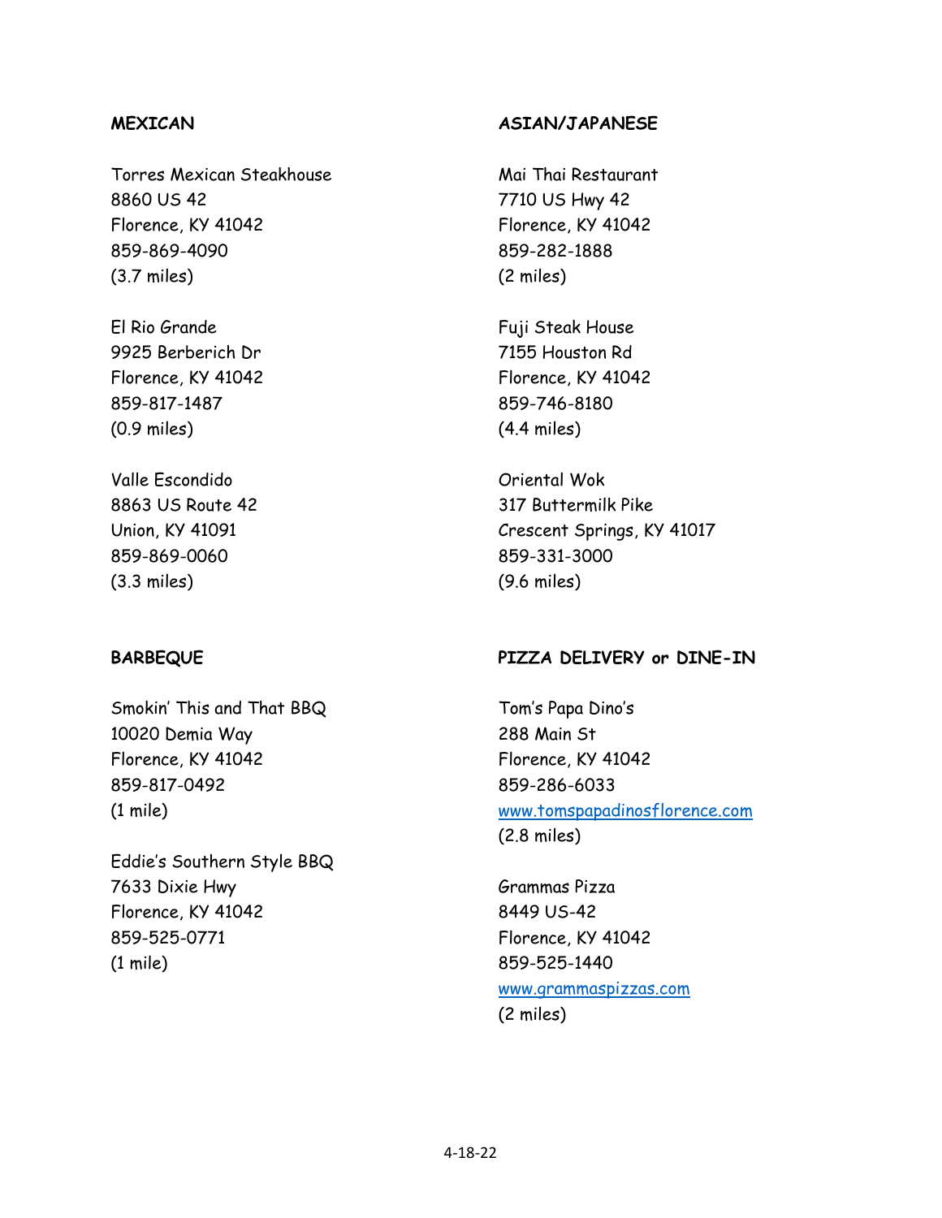## MEXICAN

Torres Mexican Steakhouse
8860 US 42
Florence, KY 41042
859-869-4090
(3.7 miles)

El Rio Grande
9925 Berberich Dr
Florence, KY 41042
859-817-1487
(0.9 miles)

Valle Escondido
8863 US Route 42
Union, KY 41091
859-869-0060
(3.3 miles)

## BARBEQUE

Smokin' This and That BBQ
10020 Demia Way
Florence, KY 41042
859-817-0492
(1 mile)

Eddie's Southern Style BBQ
7633 Dixie Hwy
Florence, KY 41042
859-525-0771
(1 mile)

## ASIAN/JAPANESE

Mai Thai Restaurant
7710 US Hwy 42
Florence, KY 41042
859-282-1888
(2 miles)

Fuji Steak House
7155 Houston Rd
Florence, KY 41042
859-746-8180
(4.4 miles)

Oriental Wok
317 Buttermilk Pike
Crescent Springs, KY 41017
859-331-3000
(9.6 miles)

## PIZZA DELIVERY or DINE-IN

Tom's Papa Dino's
288 Main St
Florence, KY 41042
859-286-6033
www.tomspapadinosflorence.com
(2.8 miles)

Grammas Pizza
8449 US-42
Florence, KY 41042
859-525-1440
www.grammaspizzas.com
(2 miles)

4-18-22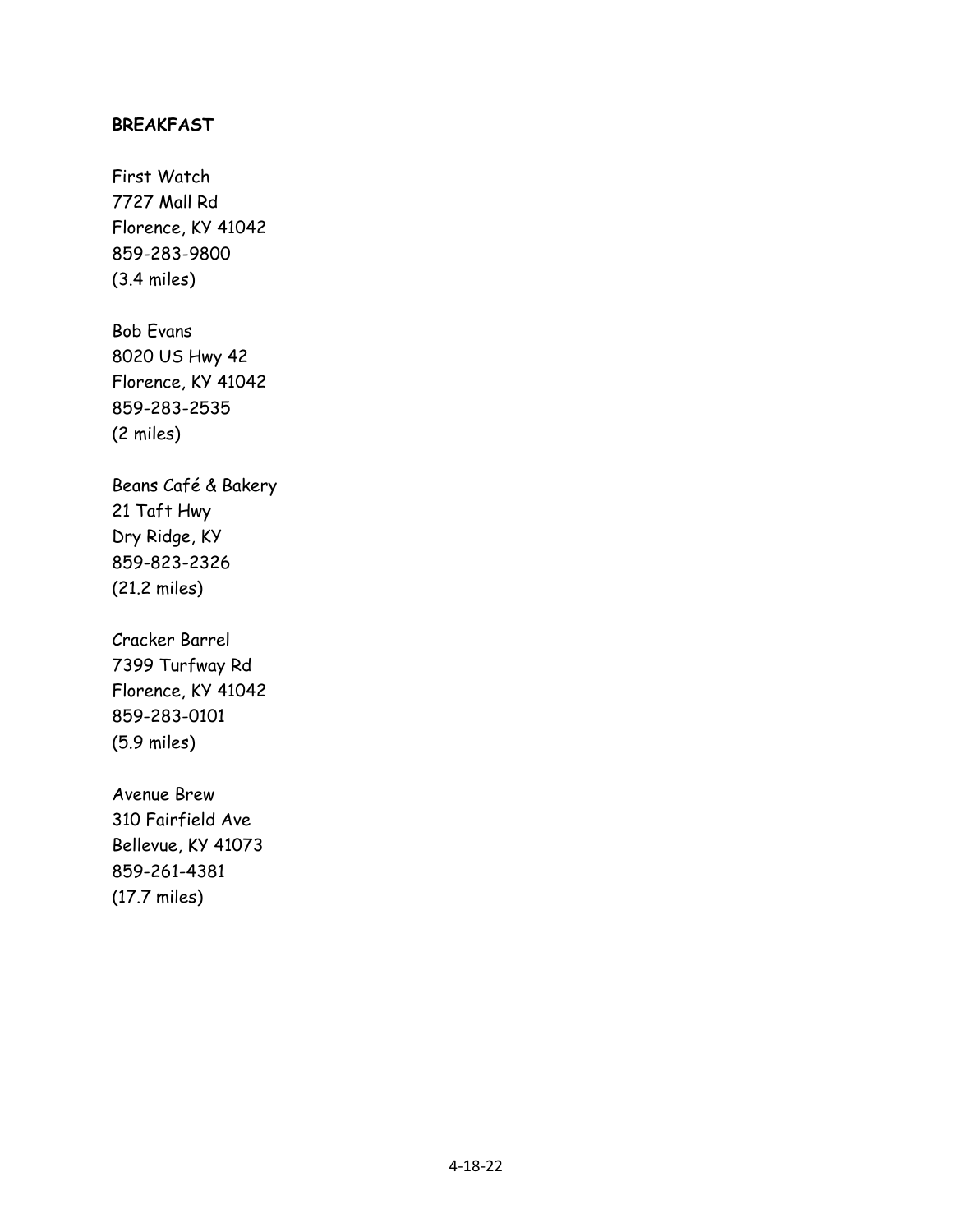**BREAKFAST**

First Watch
7727 Mall Rd
Florence, KY 41042
859-283-9800
(3.4 miles)

Bob Evans
8020 US Hwy 42
Florence, KY 41042
859-283-2535
(2 miles)

Beans Café & Bakery
21 Taft Hwy
Dry Ridge, KY
859-823-2326
(21.2 miles)

Cracker Barrel
7399 Turfway Rd
Florence, KY 41042
859-283-0101
(5.9 miles)

Avenue Brew
310 Fairfield Ave
Bellevue, KY 41073
859-261-4381
(17.7 miles)

4-18-22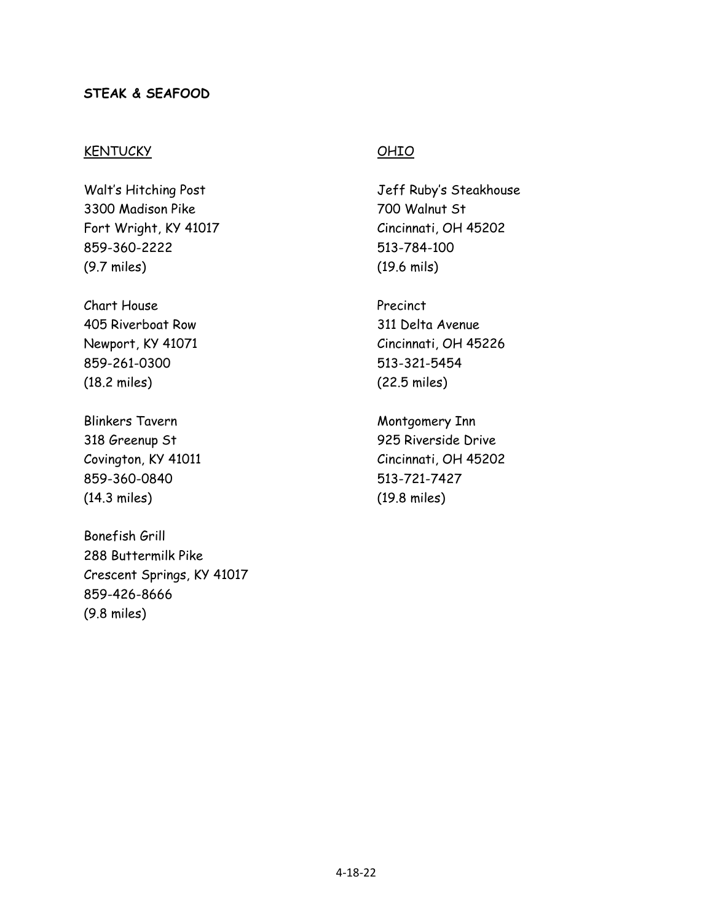**STEAK & SEAFOOD**

KENTUCKY

Walt's Hitching Post
3300 Madison Pike
Fort Wright, KY 41017
859-360-2222
(9.7 miles)

Chart House
405 Riverboat Row
Newport, KY 41071
859-261-0300
(18.2 miles)

Blinkers Tavern
318 Greenup St
Covington, KY 41011
859-360-0840
(14.3 miles)

Bonefish Grill
288 Buttermilk Pike
Crescent Springs, KY 41017
859-426-8666
(9.8 miles)

OHIO

Jeff Ruby's Steakhouse
700 Walnut St
Cincinnati, OH 45202
513-784-100
(19.6 mils)

Precinct
311 Delta Avenue
Cincinnati, OH 45226
513-321-5454
(22.5 miles)

Montgomery Inn
925 Riverside Drive
Cincinnati, OH 45202
513-721-7427
(19.8 miles)

4-18-22